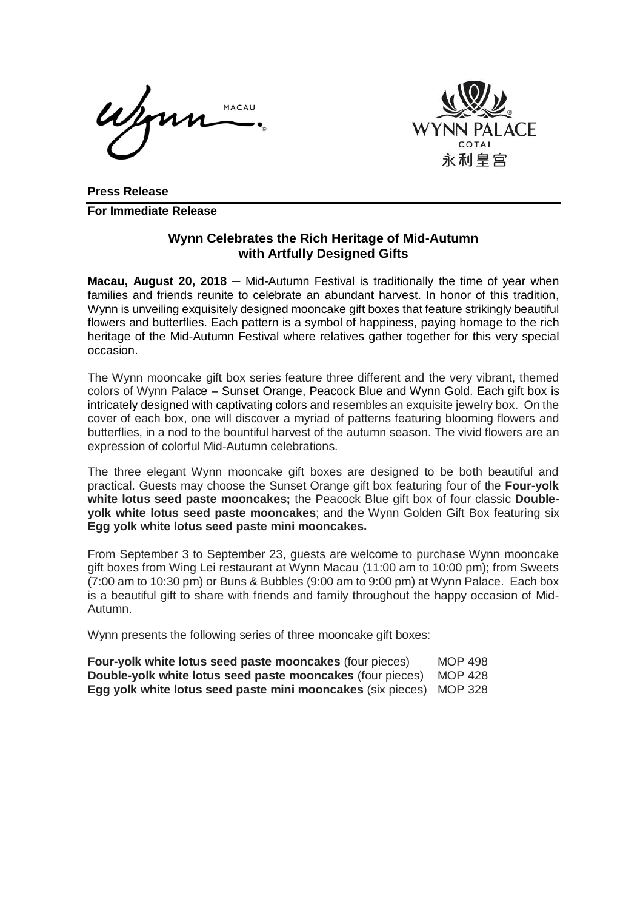**Press Release**

**For Immediate Release**

## Wynn Celebrates the Rich Heritage of Mid-Autumn with Artfully Designed Gifts

**Macau, August 20, 2018** – Mid-Autumn Festival is traditionally the time of year when families and friends reunite to celebrate an abundant harvest. In honor of this tradition, Wynn is unveiling exquisitely designed mooncake gift boxes that feature strikingly beautiful flowers and butterflies. Each pattern is a symbol of happiness, paying homage to the rich heritage of the Mid-Autumn Festival where relatives gather together for this very special occasion.

The Wynn mooncake gift box series feature three different and the very vibrant, themed colors of Wynn Palace – Sunset Orange, Peacock Blue and Wynn Gold. Each gift box is intricately designed with captivating colors and resembles an exquisite jewelry box. On the cover of each box, one will discover a myriad of patterns featuring blooming flowers and butterflies, in a nod to the bountiful harvest of the autumn season. The vivid flowers are an expression of colorful Mid-Autumn celebrations.

The three elegant Wynn mooncake gift boxes are designed to be both beautiful and practical. Guests may choose the Sunset Orange gift box featuring four of the **Four-yolk white lotus seed paste mooncakes;** the Peacock Blue gift box of four classic **Double-yolk white lotus seed paste mooncakes**; and the Wynn Golden Gift Box featuring six **Egg yolk white lotus seed paste mini mooncakes.**

From September 3 to September 23, guests are welcome to purchase Wynn mooncake gift boxes from Wing Lei restaurant at Wynn Macau (11:00 am to 10:00 pm); from Sweets (7:00 am to 10:30 pm) or Buns & Bubbles (9:00 am to 9:00 pm) at Wynn Palace. Each box is a beautiful gift to share with friends and family throughout the happy occasion of Mid-Autumn.

Wynn presents the following series of three mooncake gift boxes:

| | |
|---|---|
| **Four-yolk white lotus seed paste mooncakes** (four pieces) | MOP 498 |
| **Double-yolk white lotus seed paste mooncakes** (four pieces) | MOP 428 |
| **Egg yolk white lotus seed paste mini mooncakes** (six pieces) | MOP 328 |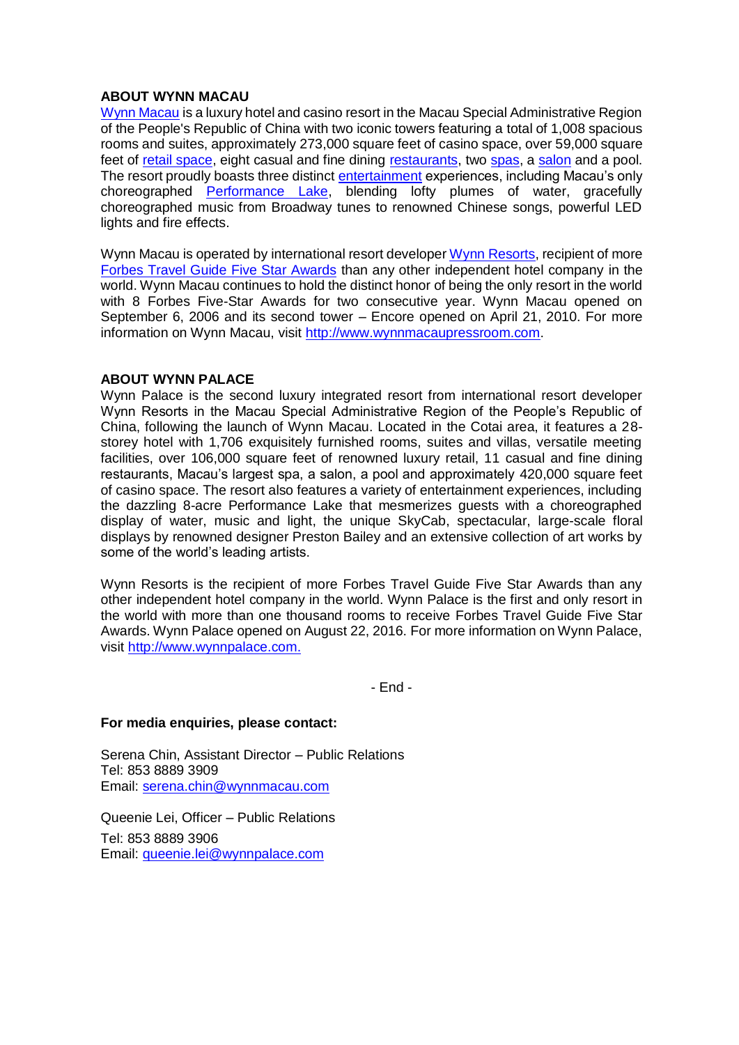**ABOUT WYNN MACAU**

Wynn Macau is a luxury hotel and casino resort in the Macau Special Administrative Region of the People's Republic of China with two iconic towers featuring a total of 1,008 spacious rooms and suites, approximately 273,000 square feet of casino space, over 59,000 square feet of retail space, eight casual and fine dining restaurants, two spas, a salon and a pool. The resort proudly boasts three distinct entertainment experiences, including Macau's only choreographed Performance Lake, blending lofty plumes of water, gracefully choreographed music from Broadway tunes to renowned Chinese songs, powerful LED lights and fire effects.

Wynn Macau is operated by international resort developer Wynn Resorts, recipient of more Forbes Travel Guide Five Star Awards than any other independent hotel company in the world. Wynn Macau continues to hold the distinct honor of being the only resort in the world with 8 Forbes Five-Star Awards for two consecutive year. Wynn Macau opened on September 6, 2006 and its second tower – Encore opened on April 21, 2010. For more information on Wynn Macau, visit http://www.wynnmacaupressroom.com.

**ABOUT WYNN PALACE**

Wynn Palace is the second luxury integrated resort from international resort developer Wynn Resorts in the Macau Special Administrative Region of the People's Republic of China, following the launch of Wynn Macau. Located in the Cotai area, it features a 28-storey hotel with 1,706 exquisitely furnished rooms, suites and villas, versatile meeting facilities, over 106,000 square feet of renowned luxury retail, 11 casual and fine dining restaurants, Macau's largest spa, a salon, a pool and approximately 420,000 square feet of casino space. The resort also features a variety of entertainment experiences, including the dazzling 8-acre Performance Lake that mesmerizes guests with a choreographed display of water, music and light, the unique SkyCab, spectacular, large-scale floral displays by renowned designer Preston Bailey and an extensive collection of art works by some of the world's leading artists.

Wynn Resorts is the recipient of more Forbes Travel Guide Five Star Awards than any other independent hotel company in the world. Wynn Palace is the first and only resort in the world with more than one thousand rooms to receive Forbes Travel Guide Five Star Awards. Wynn Palace opened on August 22, 2016. For more information on Wynn Palace, visit http://www.wynnpalace.com.

- End -

**For media enquiries, please contact:**

Serena Chin, Assistant Director – Public Relations
Tel: 853 8889 3909
Email: serena.chin@wynnmacau.com

Queenie Lei, Officer – Public Relations
Tel: 853 8889 3906
Email: queenie.lei@wynnpalace.com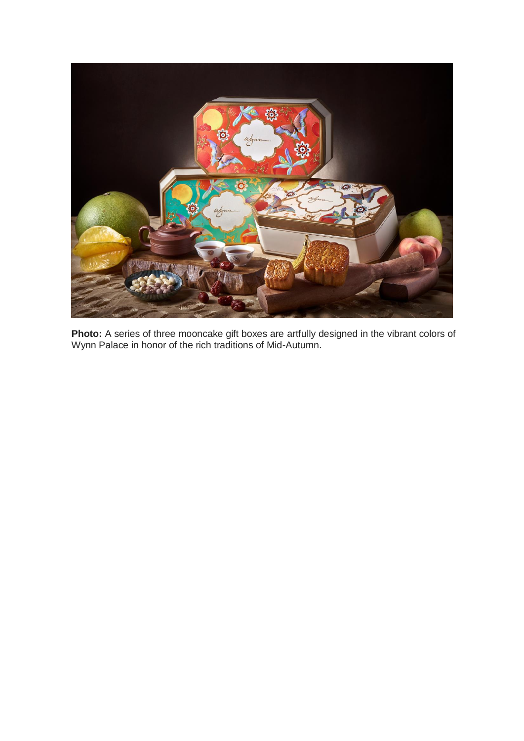**Photo:** A series of three mooncake gift boxes are artfully designed in the vibrant colors of Wynn Palace in honor of the rich traditions of Mid-Autumn.